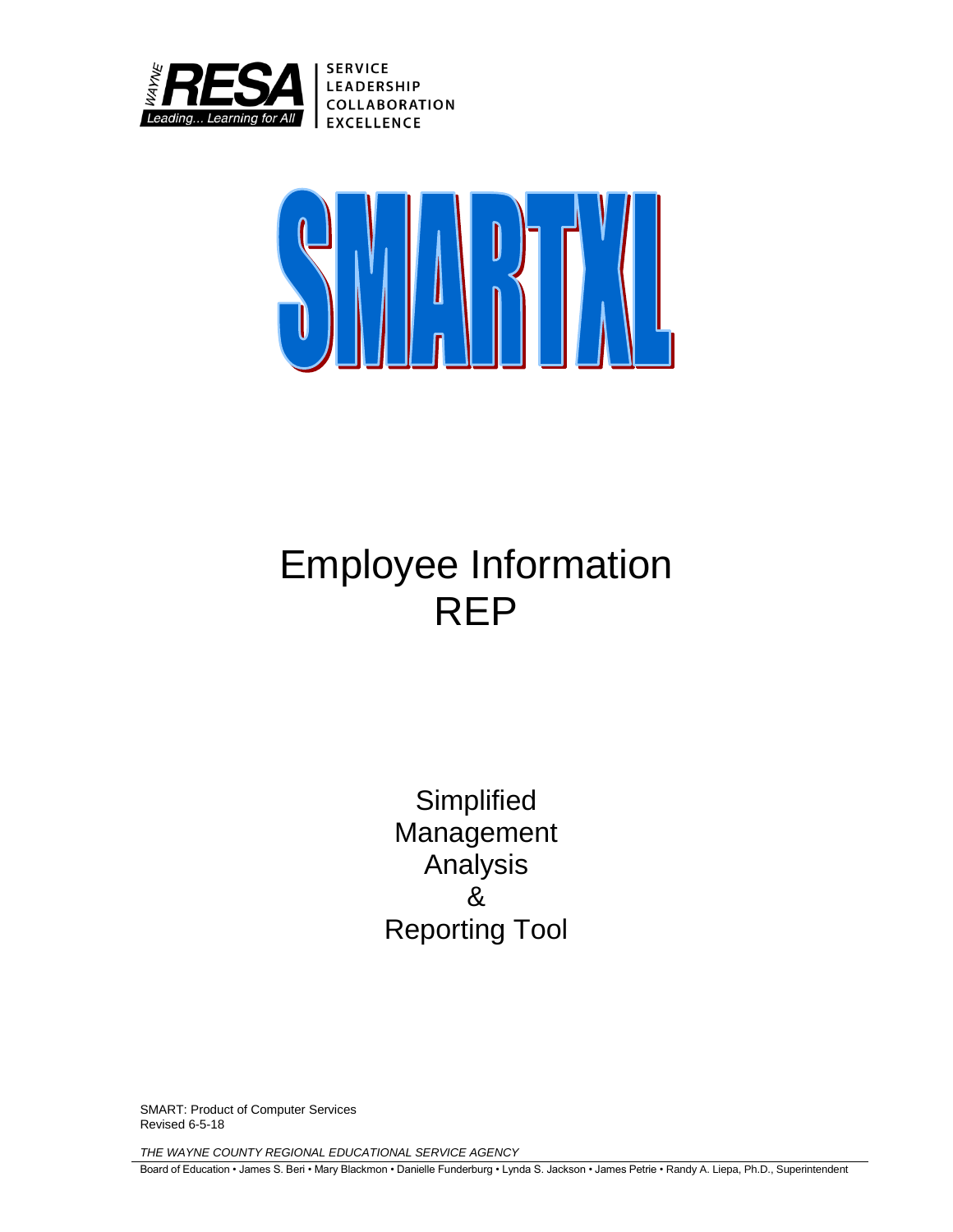WAYNE RESA Leading... Learning for All

SERVICE
LEADERSHIP
COLLABORATION
EXCELLENCE

# SMARTXL

# Employee Information
# REP

Simplified
Management
Analysis
&
Reporting Tool

SMART: Product of Computer Services
Revised 6-5-18

*THE WAYNE COUNTY REGIONAL EDUCATIONAL SERVICE AGENCY*

Board of Education • James S. Beri • Mary Blackmon • Danielle Funderburg • Lynda S. Jackson • James Petrie • Randy A. Liepa, Ph.D., Superintendent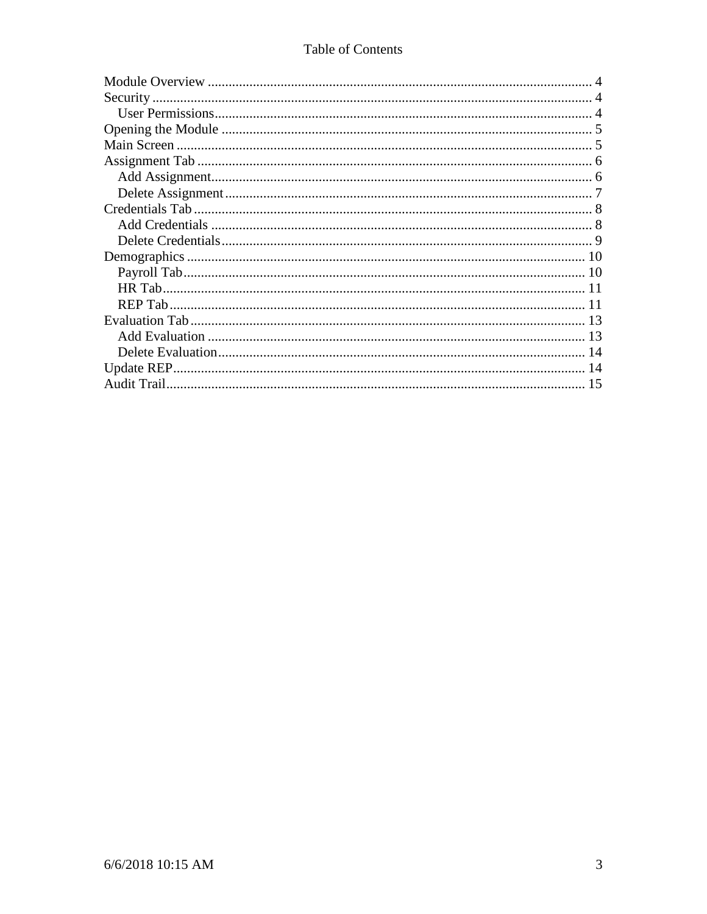Table of Contents

Module Overview .............................................................................................................. 4
Security .............................................................................................................................. 4
  User Permissions............................................................................................................ 4
Opening the Module .......................................................................................................... 5
Main Screen ....................................................................................................................... 5
Assignment Tab ................................................................................................................. 6
  Add Assignment............................................................................................................. 6
  Delete Assignment ......................................................................................................... 7
Credentials Tab .................................................................................................................. 8
  Add Credentials ............................................................................................................. 8
  Delete Credentials.......................................................................................................... 9
Demographics .................................................................................................................. 10
  Payroll Tab................................................................................................................... 10
  HR Tab......................................................................................................................... 11
  REP Tab ....................................................................................................................... 11
Evaluation Tab ................................................................................................................. 13
  Add Evaluation ............................................................................................................ 13
  Delete Evaluation......................................................................................................... 14
Update REP...................................................................................................................... 14
Audit Trail........................................................................................................................ 15

6/6/2018 10:15 AM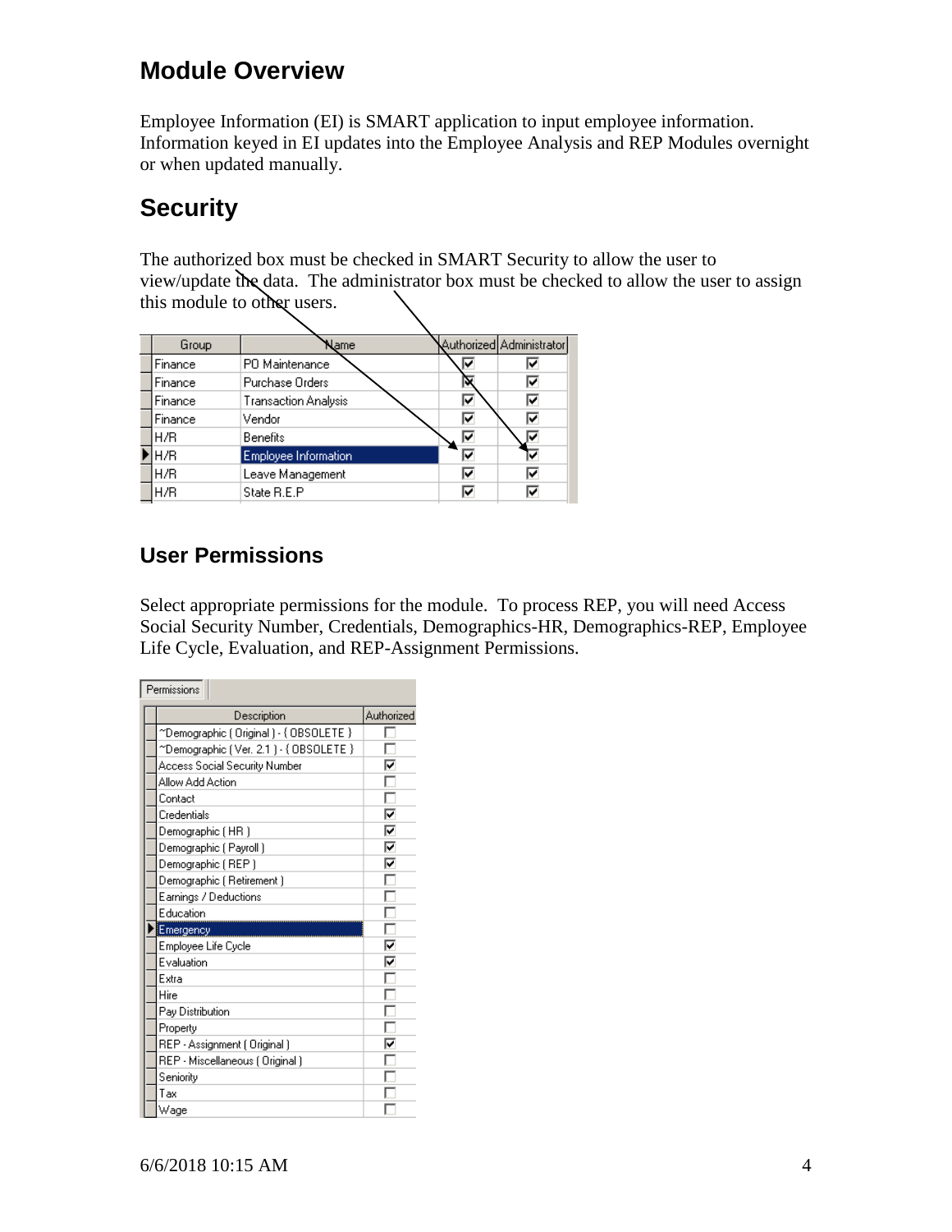## Module Overview

Employee Information (EI) is SMART application to input employee information. Information keyed in EI updates into the Employee Analysis and REP Modules overnight or when updated manually.

## Security

The authorized box must be checked in SMART Security to allow the user to view/update the data. The administrator box must be checked to allow the user to assign this module to other users.

| Group | Name | Authorized | Administrator |
|---|---|---|---|
| Finance | PO Maintenance | ☑ | ☑ |
| Finance | Purchase Orders | ☑ | ☑ |
| Finance | Transaction Analysis | ☑ | ☑ |
| Finance | Vendor | ☑ | ☑ |
| H/R | Benefits | ☑ | ☑ |
| H/R | Employee Information | ☑ | ☑ |
| H/R | Leave Management | ☑ | ☑ |
| H/R | State R.E.P | ☑ | ☑ |

## User Permissions

Select appropriate permissions for the module. To process REP, you will need Access Social Security Number, Credentials, Demographics-HR, Demographics-REP, Employee Life Cycle, Evaluation, and REP-Assignment Permissions.

Permissions

| Description | Authorized |
|---|---|
| ~Demographic ( Original ) - { OBSOLETE } | ☐ |
| ~Demographic ( Ver. 2.1 ) - { OBSOLETE } | ☐ |
| Access Social Security Number | ☑ |
| Allow Add Action | ☐ |
| Contact | ☐ |
| Credentials | ☑ |
| Demographic ( HR ) | ☑ |
| Demographic ( Payroll ) | ☑ |
| Demographic ( REP ) | ☑ |
| Demographic ( Retirement ) | ☐ |
| Earnings / Deductions | ☐ |
| Education | ☐ |
| Emergency | ☐ |
| Employee Life Cycle | ☑ |
| Evaluation | ☑ |
| Extra | ☐ |
| Hire | ☐ |
| Pay Distribution | ☐ |
| Property | ☐ |
| REP - Assignment ( Original ) | ☑ |
| REP - Miscellaneous ( Original ) | ☐ |
| Seniority | ☐ |
| Tax | ☐ |
| Wage | ☐ |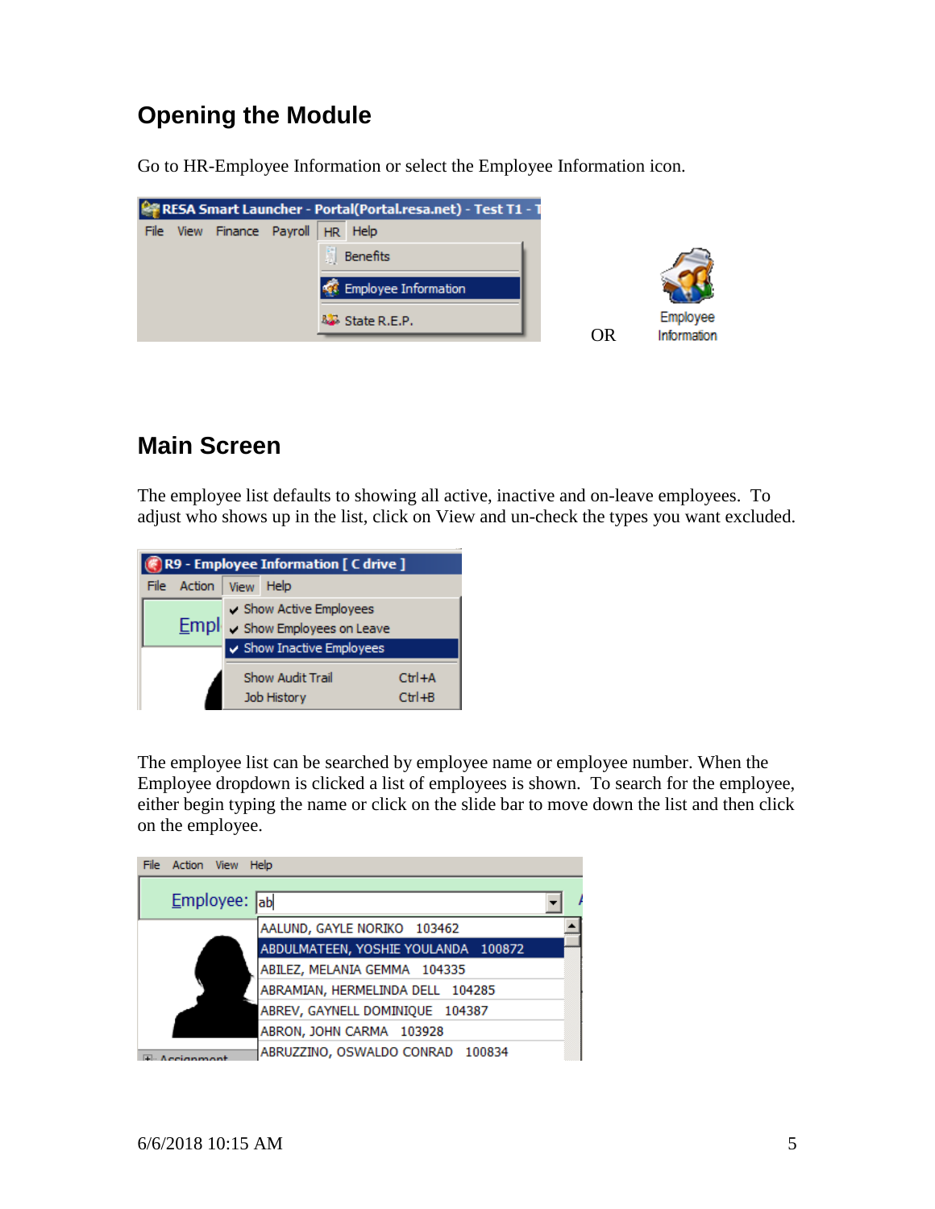## Opening the Module

Go to HR-Employee Information or select the Employee Information icon.

OR

## Main Screen

The employee list defaults to showing all active, inactive and on-leave employees. To adjust who shows up in the list, click on View and un-check the types you want excluded.

The employee list can be searched by employee name or employee number. When the Employee dropdown is clicked a list of employees is shown. To search for the employee, either begin typing the name or click on the slide bar to move down the list and then click on the employee.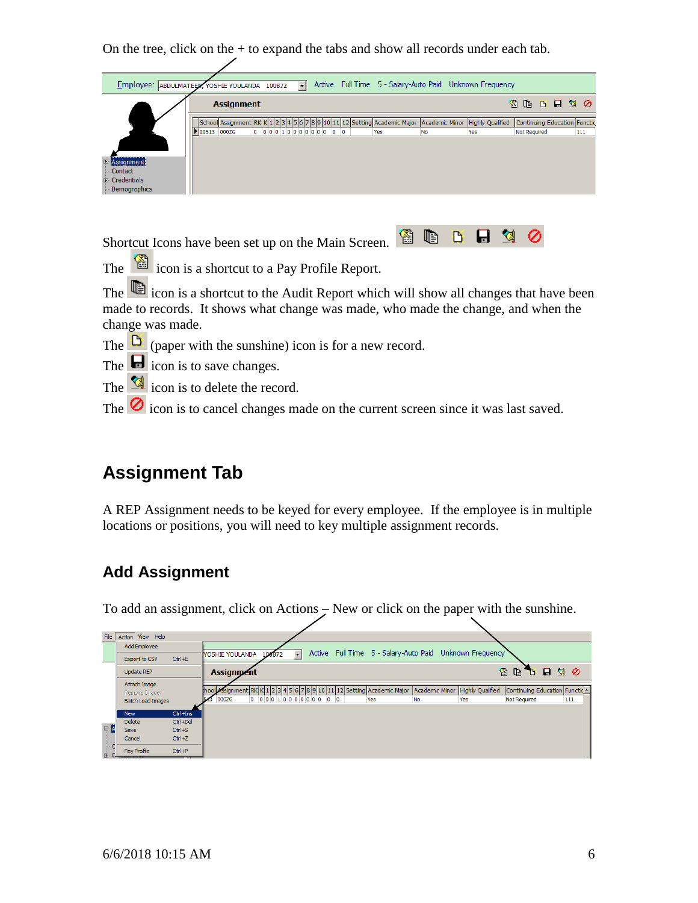On the tree, click on the + to expand the tabs and show all records under each tab.

Shortcut Icons have been set up on the Main Screen.

The icon is a shortcut to a Pay Profile Report.

The icon is a shortcut to the Audit Report which will show all changes that have been made to records. It shows what change was made, who made the change, and when the change was made.

The (paper with the sunshine) icon is for a new record.

The icon is to save changes.

The icon is to delete the record.

The icon is to cancel changes made on the current screen since it was last saved.

## Assignment Tab

A REP Assignment needs to be keyed for every employee. If the employee is in multiple locations or positions, you will need to key multiple assignment records.

### Add Assignment

To add an assignment, click on Actions – New or click on the paper with the sunshine.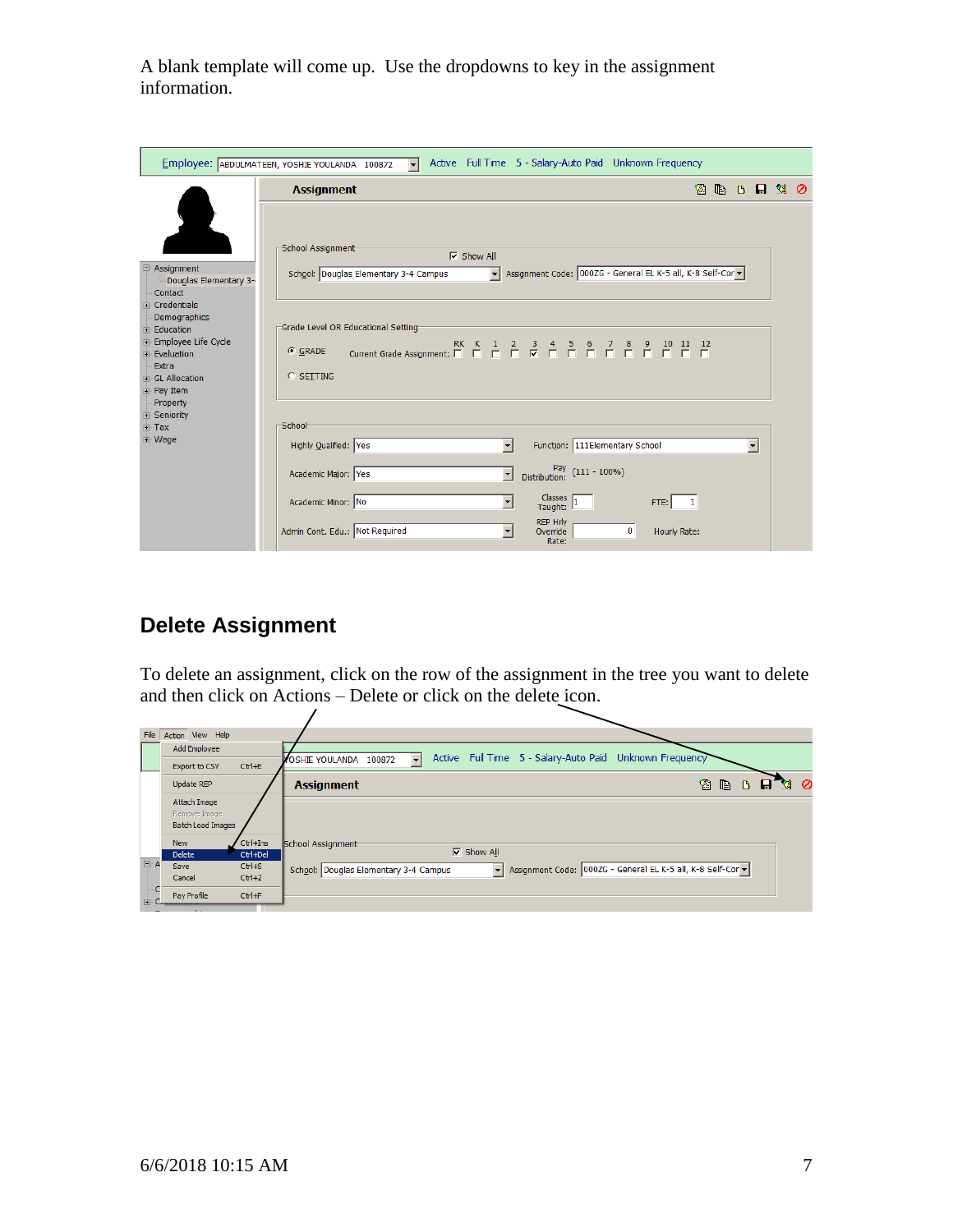A blank template will come up. Use the dropdowns to key in the assignment information.

## Delete Assignment

To delete an assignment, click on the row of the assignment in the tree you want to delete and then click on Actions – Delete or click on the delete icon.

6/6/2018 10:15 AM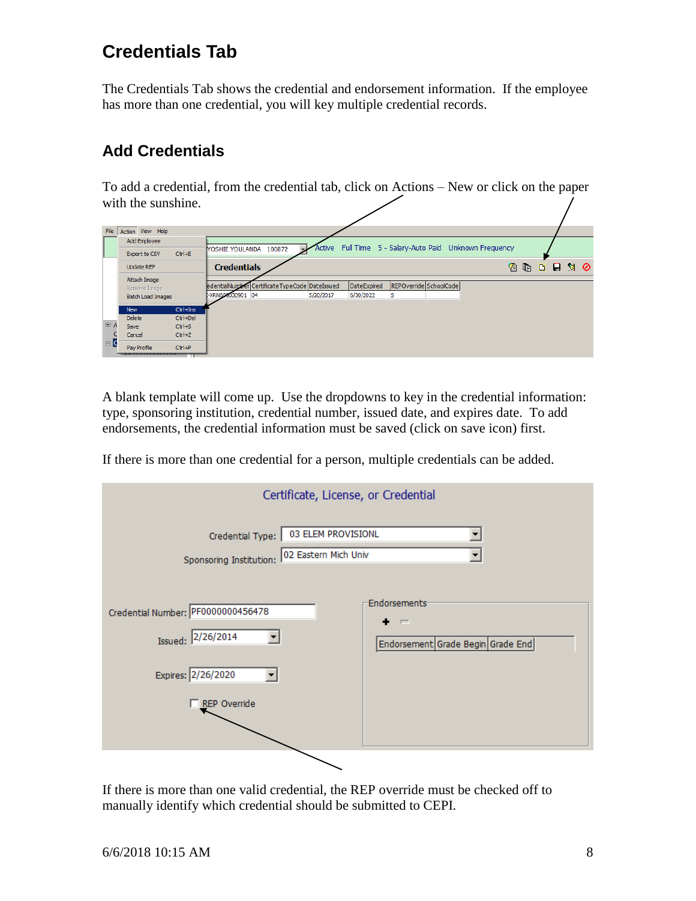# Credentials Tab

The Credentials Tab shows the credential and endorsement information. If the employee has more than one credential, you will key multiple credential records.

## Add Credentials

To add a credential, from the credential tab, click on Actions – New or click on the paper with the sunshine.

A blank template will come up. Use the dropdowns to key in the credential information: type, sponsoring institution, credential number, issued date, and expires date. To add endorsements, the credential information must be saved (click on save icon) first.

If there is more than one credential for a person, multiple credentials can be added.

If there is more than one valid credential, the REP override must be checked off to manually identify which credential should be submitted to CEPI.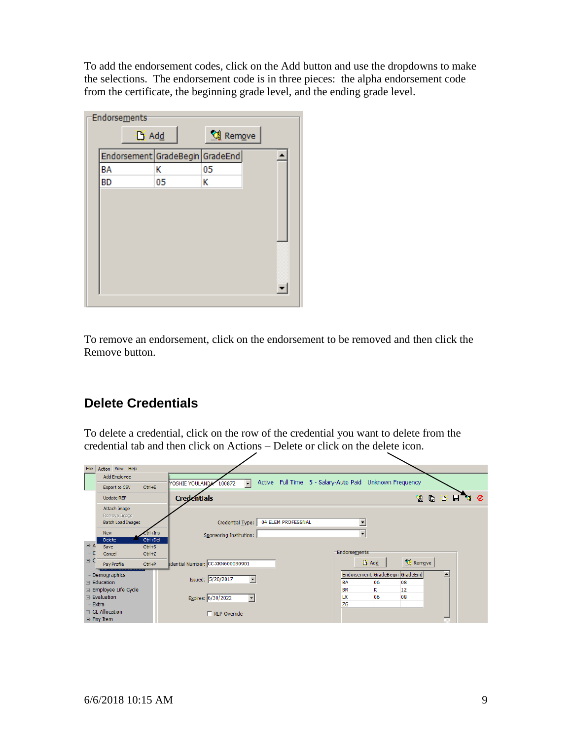To add the endorsement codes, click on the Add button and use the dropdowns to make the selections. The endorsement code is in three pieces: the alpha endorsement code from the certificate, the beginning grade level, and the ending grade level.

To remove an endorsement, click on the endorsement to be removed and then click the Remove button.

## Delete Credentials

To delete a credential, click on the row of the credential you want to delete from the credential tab and then click on Actions – Delete or click on the delete icon.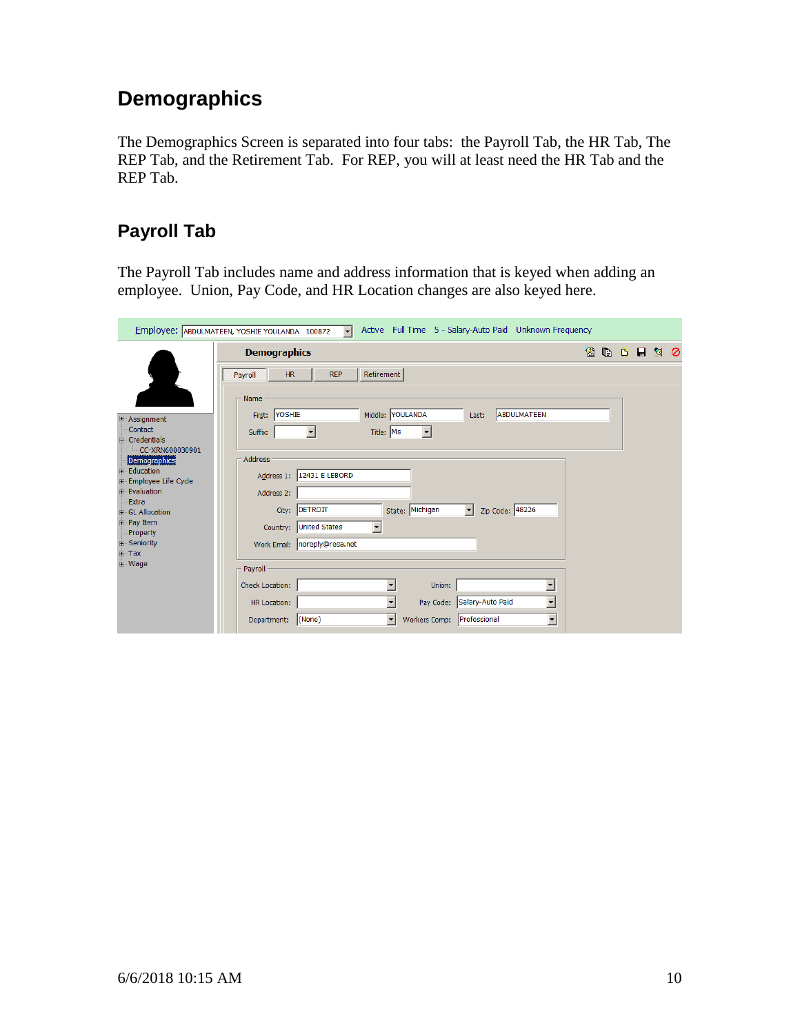# Demographics

The Demographics Screen is separated into four tabs: the Payroll Tab, the HR Tab, The REP Tab, and the Retirement Tab. For REP, you will at least need the HR Tab and the REP Tab.

## Payroll Tab

The Payroll Tab includes name and address information that is keyed when adding an employee. Union, Pay Code, and HR Location changes are also keyed here.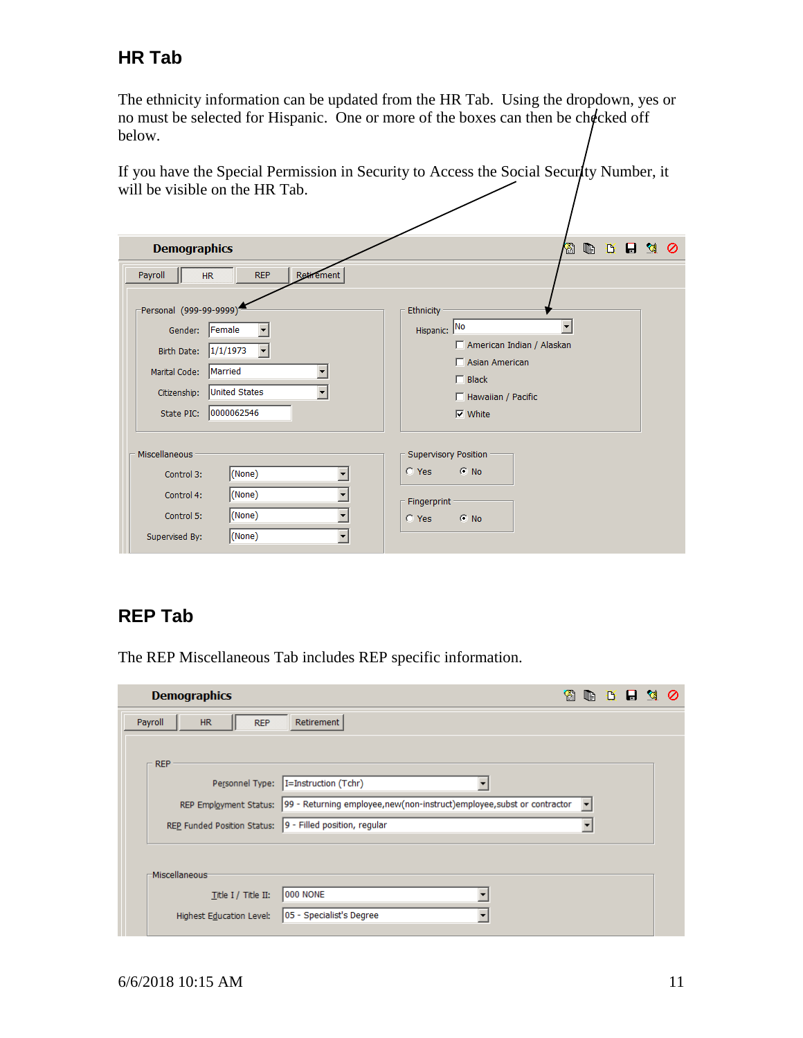## HR Tab

The ethnicity information can be updated from the HR Tab. Using the dropdown, yes or no must be selected for Hispanic. One or more of the boxes can then be checked off below.

If you have the Special Permission in Security to Access the Social Security Number, it will be visible on the HR Tab.

## REP Tab

The REP Miscellaneous Tab includes REP specific information.

6/6/2018 10:15 AM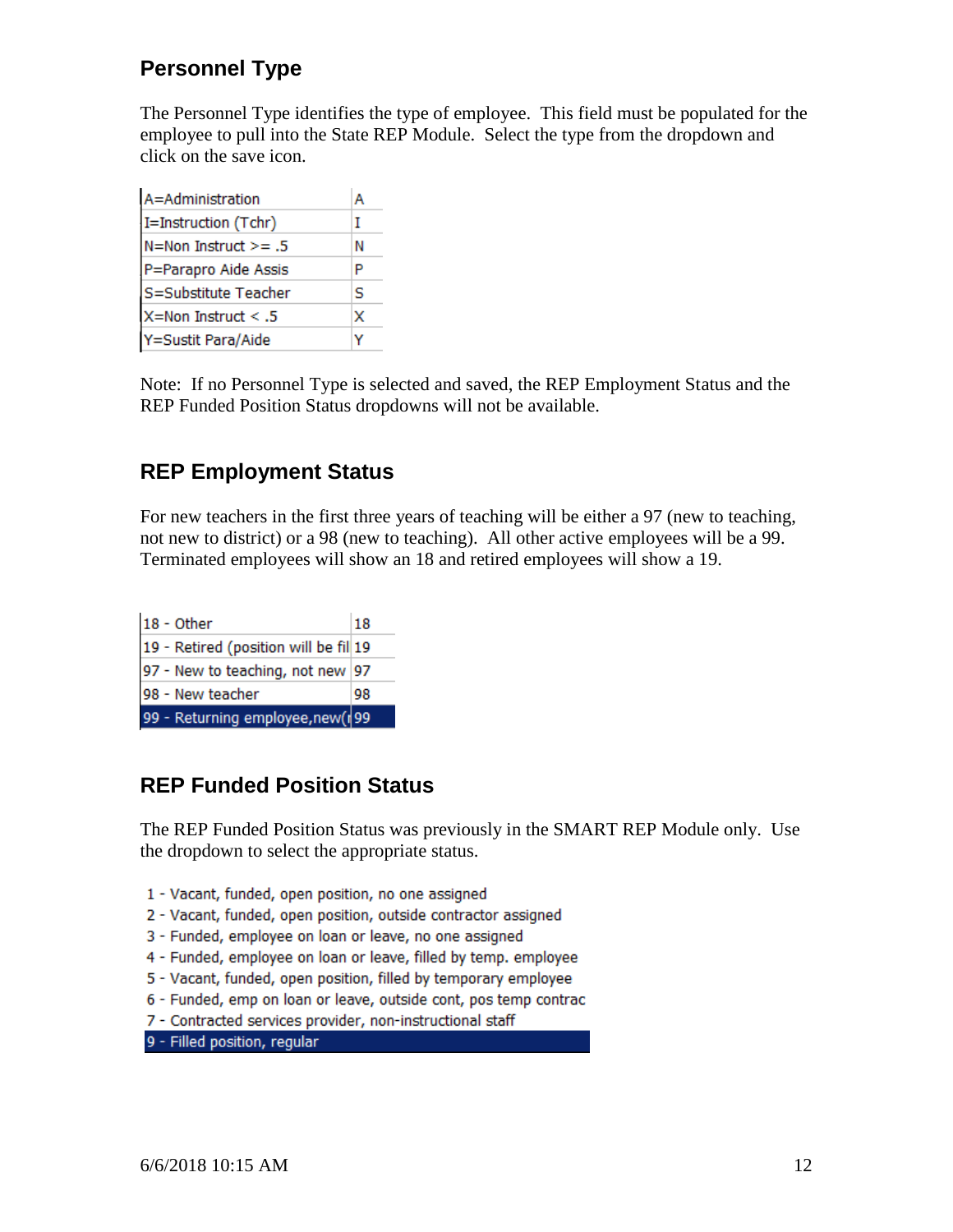## Personnel Type

The Personnel Type identifies the type of employee. This field must be populated for the employee to pull into the State REP Module. Select the type from the dropdown and click on the save icon.

| | |
|---|---|
| A=Administration | A |
| I=Instruction (Tchr) | I |
| N=Non Instruct >= .5 | N |
| P=Parapro Aide Assis | P |
| S=Substitute Teacher | S |
| X=Non Instruct < .5 | X |
| Y=Sustit Para/Aide | Y |

Note: If no Personnel Type is selected and saved, the REP Employment Status and the REP Funded Position Status dropdowns will not be available.

## REP Employment Status

For new teachers in the first three years of teaching will be either a 97 (new to teaching, not new to district) or a 98 (new to teaching). All other active employees will be a 99. Terminated employees will show an 18 and retired employees will show a 19.

| | |
|---|---|
| 18 - Other | 18 |
| 19 - Retired (position will be fil | 19 |
| 97 - New to teaching, not new | 97 |
| 98 - New teacher | 98 |
| 99 - Returning employee,new(i | 99 |

## REP Funded Position Status

The REP Funded Position Status was previously in the SMART REP Module only. Use the dropdown to select the appropriate status.

1 - Vacant, funded, open position, no one assigned
2 - Vacant, funded, open position, outside contractor assigned
3 - Funded, employee on loan or leave, no one assigned
4 - Funded, employee on loan or leave, filled by temp. employee
5 - Vacant, funded, open position, filled by temporary employee
6 - Funded, emp on loan or leave, outside cont, pos temp contrac
7 - Contracted services provider, non-instructional staff
9 - Filled position, regular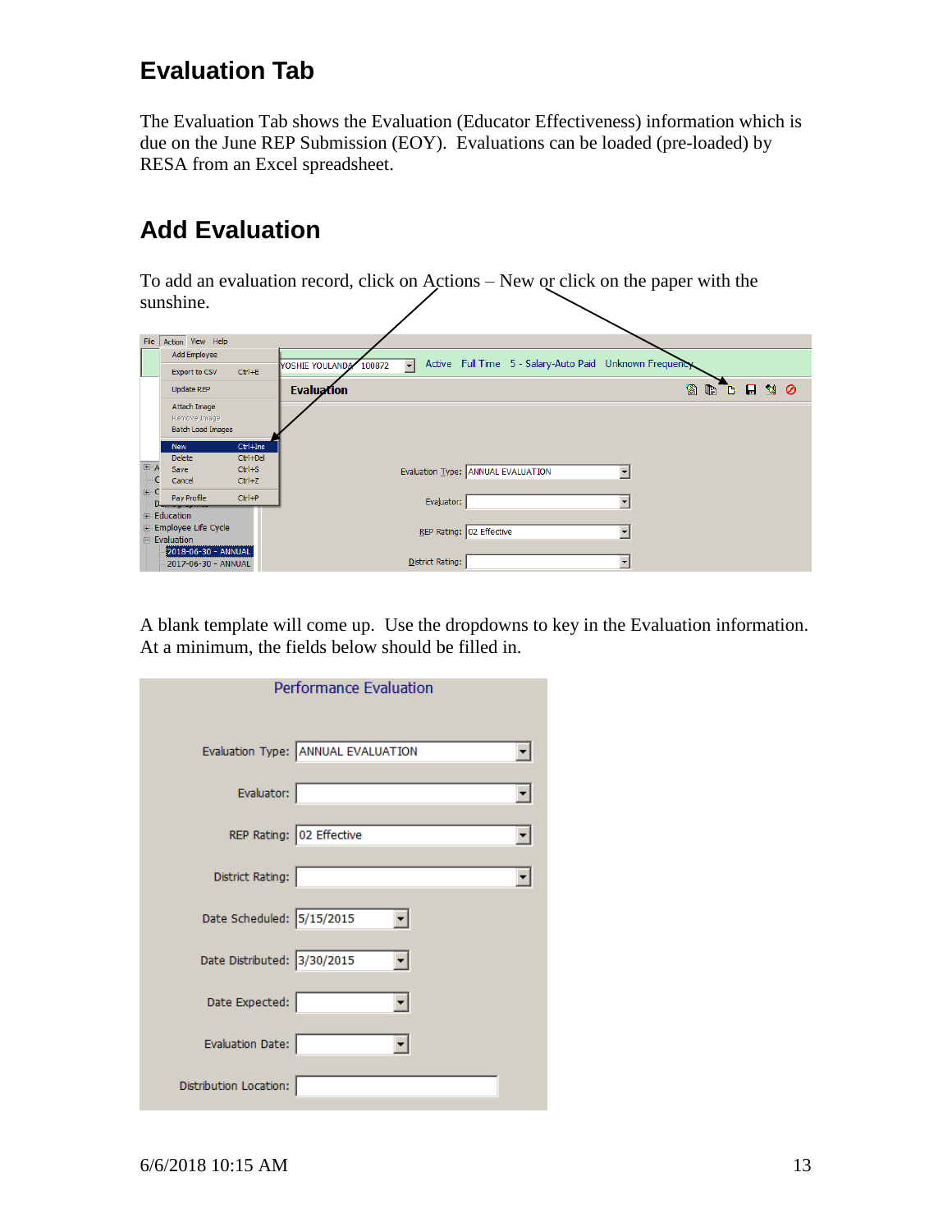## Evaluation Tab

The Evaluation Tab shows the Evaluation (Educator Effectiveness) information which is due on the June REP Submission (EOY). Evaluations can be loaded (pre-loaded) by RESA from an Excel spreadsheet.

## Add Evaluation

To add an evaluation record, click on Actions – New or click on the paper with the sunshine.

A blank template will come up. Use the dropdowns to key in the Evaluation information. At a minimum, the fields below should be filled in.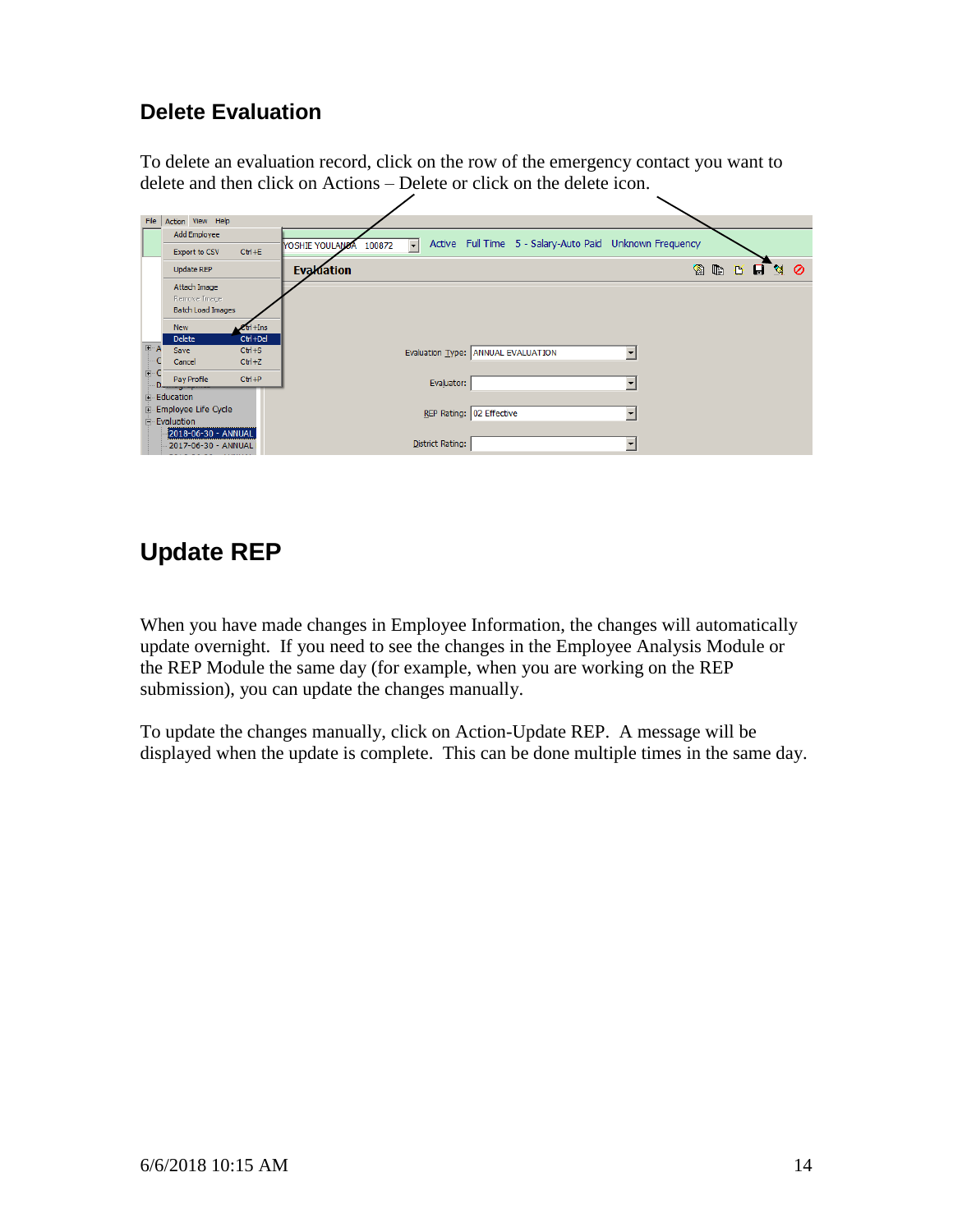## Delete Evaluation

To delete an evaluation record, click on the row of the emergency contact you want to delete and then click on Actions – Delete or click on the delete icon.

## Update REP

When you have made changes in Employee Information, the changes will automatically update overnight. If you need to see the changes in the Employee Analysis Module or the REP Module the same day (for example, when you are working on the REP submission), you can update the changes manually.

To update the changes manually, click on Action-Update REP. A message will be displayed when the update is complete. This can be done multiple times in the same day.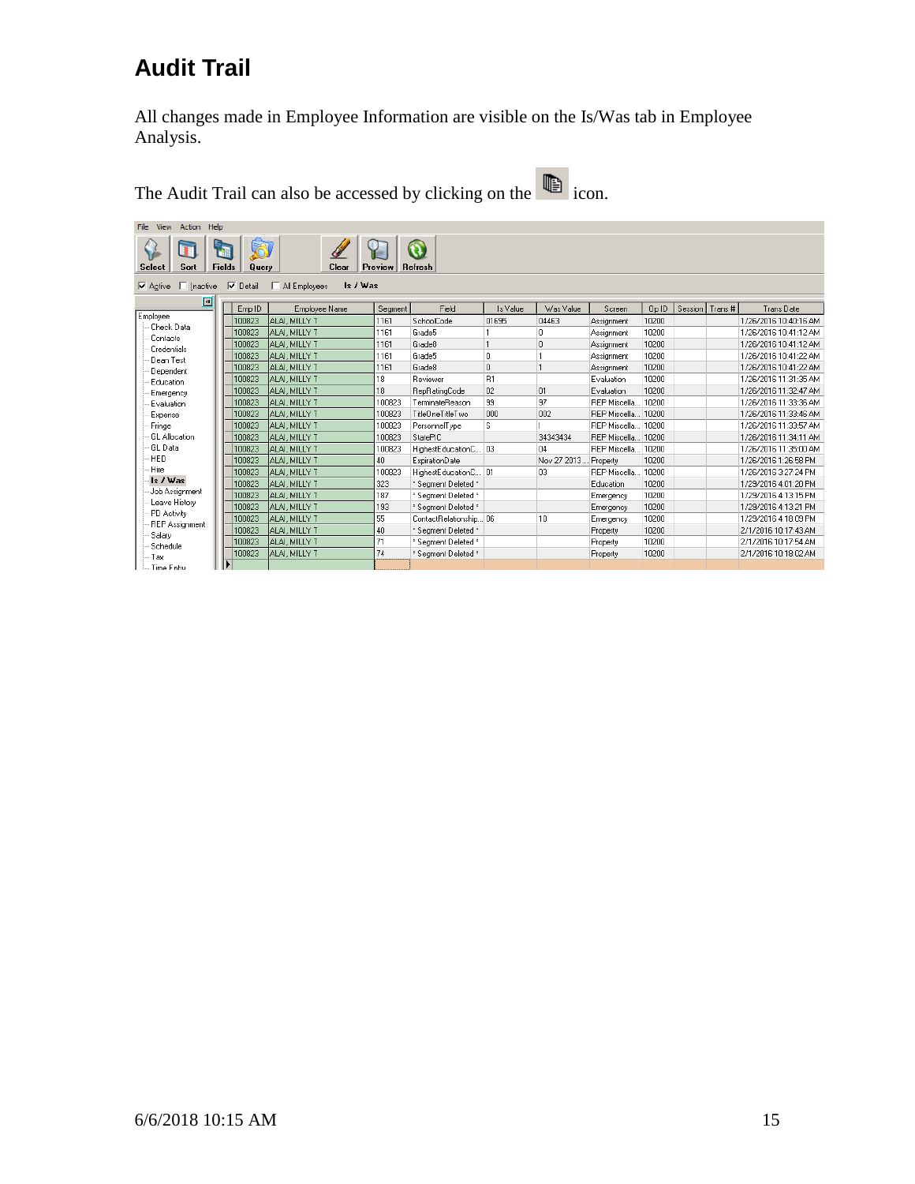# Audit Trail

All changes made in Employee Information are visible on the Is/Was tab in Employee Analysis.

The Audit Trail can also be accessed by clicking on the icon.

File View Action Help

Select Sort Fields Query Clear Preview Refresh

Active Inactive Detail All Employees Is / Was

Employee
- Check Data
- Contacts
- Credentials
- Dean Test
- Dependent
- Education
- Emergency
- Evaluation
- Expense
- Fringe
- GL Allocation
- GL Data
- HED
- Hire
- Is / Was
- Job Assignment
- Leave History
- PD Activity
- REP Assignment
- Salary
- Schedule
- Tax
- Time Entry

| Emp ID | Employee Name | Segment | Field | Is Value | Was Value | Screen | Op ID | Session | Trans # | Trans Date |
|---|---|---|---|---|---|---|---|---|---|---|
| 100823 | ALAI, MILLY T | 1161 | SchoolCode | 01695 | 04463 | Assignment | 10200 | | | 1/26/2016 10:40:16 AM |
| 100823 | ALAI, MILLY T | 1161 | Grade5 | 1 | 0 | Assignment | 10200 | | | 1/26/2016 10:41:12 AM |
| 100823 | ALAI, MILLY T | 1161 | Grade8 | 1 | 0 | Assignment | 10200 | | | 1/26/2016 10:41:12 AM |
| 100823 | ALAI, MILLY T | 1161 | Grade5 | 0 | 1 | Assignment | 10200 | | | 1/26/2016 10:41:22 AM |
| 100823 | ALAI, MILLY T | 1161 | Grade8 | 0 | 1 | Assignment | 10200 | | | 1/26/2016 10:41:22 AM |
| 100823 | ALAI, MILLY T | 18 | Reviewer | R1 | | Evaluation | 10200 | | | 1/26/2016 11:31:35 AM |
| 100823 | ALAI, MILLY T | 18 | RepRatingCode | 02 | 01 | Evaluation | 10200 | | | 1/26/2016 11:32:47 AM |
| 100823 | ALAI, MILLY T | 100823 | TerminateReason | 99 | 97 | REP Miscella... | 10200 | | | 1/26/2016 11:33:36 AM |
| 100823 | ALAI, MILLY T | 100823 | TitleOneTitleTwo | 000 | 002 | REP Miscella... | 10200 | | | 1/26/2016 11:33:46 AM |
| 100823 | ALAI, MILLY T | 100823 | PersonnelType | S | I | REP Miscella... | 10200 | | | 1/26/2016 11:33:57 AM |
| 100823 | ALAI, MILLY T | 100823 | StatePIC | | 34343434 | REP Miscella... | 10200 | | | 1/26/2016 11:34:11 AM |
| 100823 | ALAI, MILLY T | 100823 | HighestEducationC... | 03 | 04 | REP Miscella... | 10200 | | | 1/26/2016 11:35:00 AM |
| 100823 | ALAI, MILLY T | 40 | ExpirationDate | | Nov 27 2013 ... | Property | 10200 | | | 1/26/2016 1:26:58 PM |
| 100823 | ALAI, MILLY T | 100823 | HighestEducationC... | 01 | 03 | REP Miscella... | 10200 | | | 1/26/2016 3:27:24 PM |
| 100823 | ALAI, MILLY T | 323 | * Segment Deleted * | | | Education | 10200 | | | 1/29/2016 4:01:20 PM |
| 100823 | ALAI, MILLY T | 187 | * Segment Deleted * | | | Emergency | 10200 | | | 1/29/2016 4:13:15 PM |
| 100823 | ALAI, MILLY T | 193 | * Segment Deleted * | | | Emergency | 10200 | | | 1/29/2016 4:13:21 PM |
| 100823 | ALAI, MILLY T | 55 | ContactRelationship... | 06 | 10 | Emergency | 10200 | | | 1/29/2016 4:18:09 PM |
| 100823 | ALAI, MILLY T | 40 | * Segment Deleted * | | | Property | 10200 | | | 2/1/2016 10:17:43 AM |
| 100823 | ALAI, MILLY T | 71 | * Segment Deleted * | | | Property | 10200 | | | 2/1/2016 10:17:54 AM |
| 100823 | ALAI, MILLY T | 74 | * Segment Deleted * | | | Property | 10200 | | | 2/1/2016 10:18:02 AM |